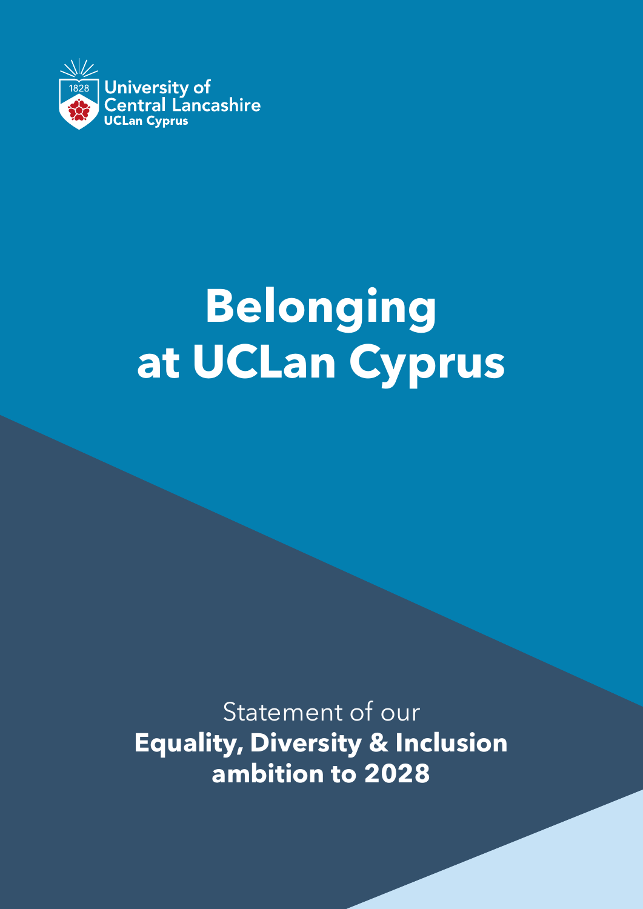University of Central Lancashire
UCLan Cyprus

# Belonging at UCLan Cyprus

Statement of our
**Equality, Diversity & Inclusion ambition to 2028**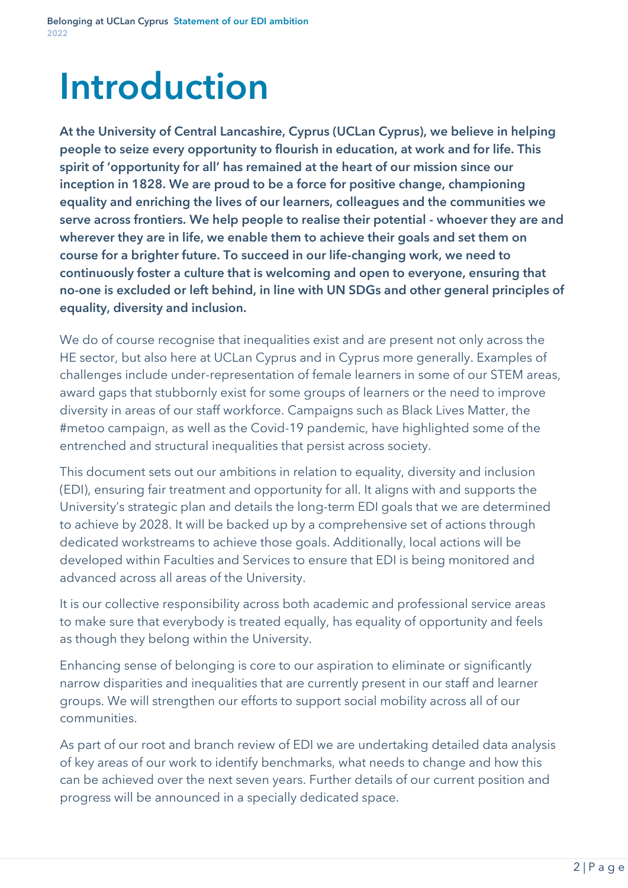# Introduction

**At the University of Central Lancashire, Cyprus (UCLan Cyprus), we believe in helping people to seize every opportunity to flourish in education, at work and for life. This spirit of 'opportunity for all' has remained at the heart of our mission since our inception in 1828. We are proud to be a force for positive change, championing equality and enriching the lives of our learners, colleagues and the communities we serve across frontiers. We help people to realise their potential - whoever they are and wherever they are in life, we enable them to achieve their goals and set them on course for a brighter future. To succeed in our life-changing work, we need to continuously foster a culture that is welcoming and open to everyone, ensuring that no-one is excluded or left behind, in line with UN SDGs and other general principles of equality, diversity and inclusion.**

We do of course recognise that inequalities exist and are present not only across the HE sector, but also here at UCLan Cyprus and in Cyprus more generally. Examples of challenges include under-representation of female learners in some of our STEM areas, award gaps that stubbornly exist for some groups of learners or the need to improve diversity in areas of our staff workforce. Campaigns such as Black Lives Matter, the #metoo campaign, as well as the Covid-19 pandemic, have highlighted some of the entrenched and structural inequalities that persist across society.

This document sets out our ambitions in relation to equality, diversity and inclusion (EDI), ensuring fair treatment and opportunity for all. It aligns with and supports the University's strategic plan and details the long-term EDI goals that we are determined to achieve by 2028. It will be backed up by a comprehensive set of actions through dedicated workstreams to achieve those goals. Additionally, local actions will be developed within Faculties and Services to ensure that EDI is being monitored and advanced across all areas of the University.

It is our collective responsibility across both academic and professional service areas to make sure that everybody is treated equally, has equality of opportunity and feels as though they belong within the University.

Enhancing sense of belonging is core to our aspiration to eliminate or significantly narrow disparities and inequalities that are currently present in our staff and learner groups. We will strengthen our efforts to support social mobility across all of our communities.

As part of our root and branch review of EDI we are undertaking detailed data analysis of key areas of our work to identify benchmarks, what needs to change and how this can be achieved over the next seven years. Further details of our current position and progress will be announced in a specially dedicated space.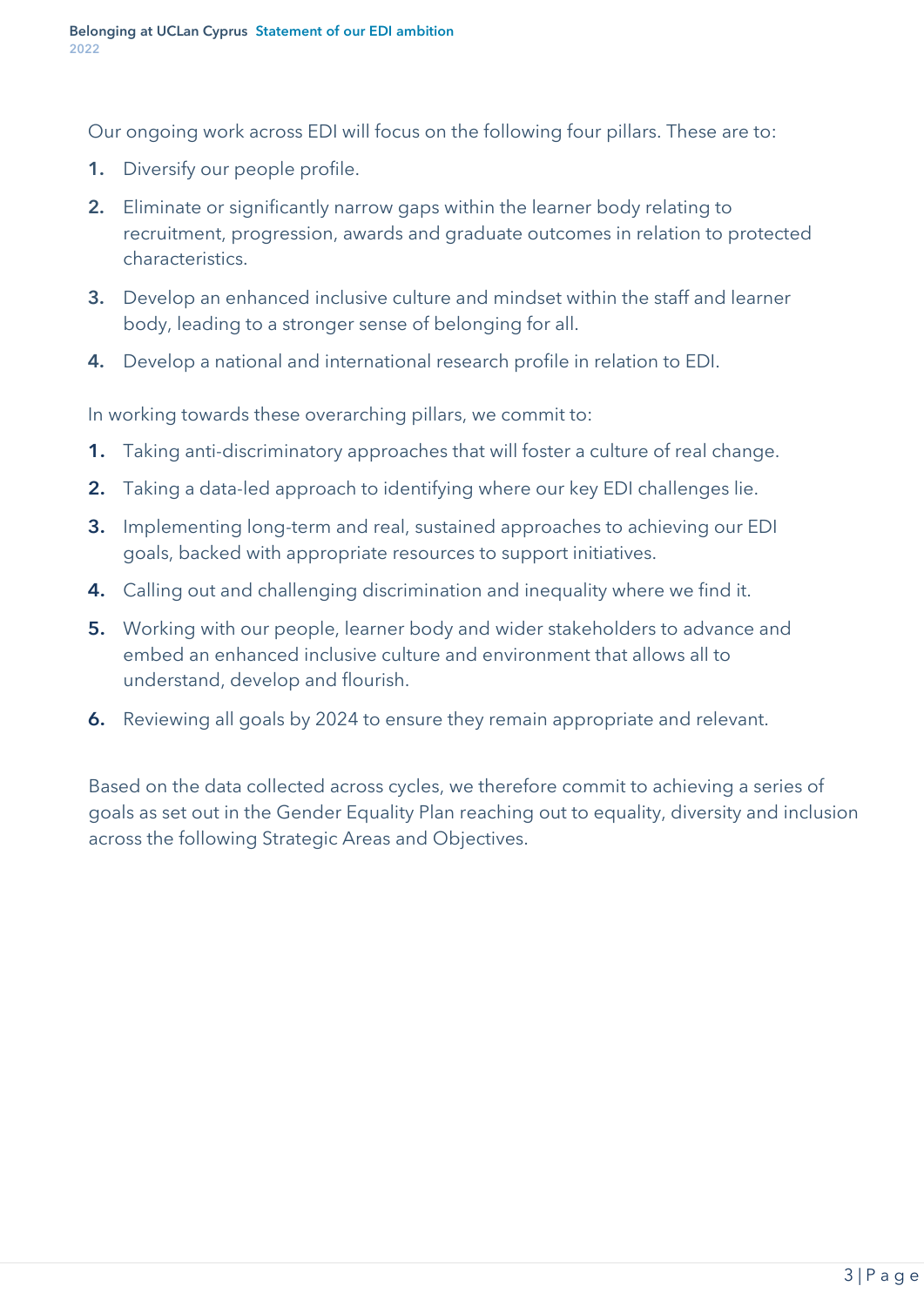Our ongoing work across EDI will focus on the following four pillars. These are to:

1. Diversify our people profile.
2. Eliminate or significantly narrow gaps within the learner body relating to recruitment, progression, awards and graduate outcomes in relation to protected characteristics.
3. Develop an enhanced inclusive culture and mindset within the staff and learner body, leading to a stronger sense of belonging for all.
4. Develop a national and international research profile in relation to EDI.

In working towards these overarching pillars, we commit to:

1. Taking anti-discriminatory approaches that will foster a culture of real change.
2. Taking a data-led approach to identifying where our key EDI challenges lie.
3. Implementing long-term and real, sustained approaches to achieving our EDI goals, backed with appropriate resources to support initiatives.
4. Calling out and challenging discrimination and inequality where we find it.
5. Working with our people, learner body and wider stakeholders to advance and embed an enhanced inclusive culture and environment that allows all to understand, develop and flourish.
6. Reviewing all goals by 2024 to ensure they remain appropriate and relevant.

Based on the data collected across cycles, we therefore commit to achieving a series of goals as set out in the Gender Equality Plan reaching out to equality, diversity and inclusion across the following Strategic Areas and Objectives.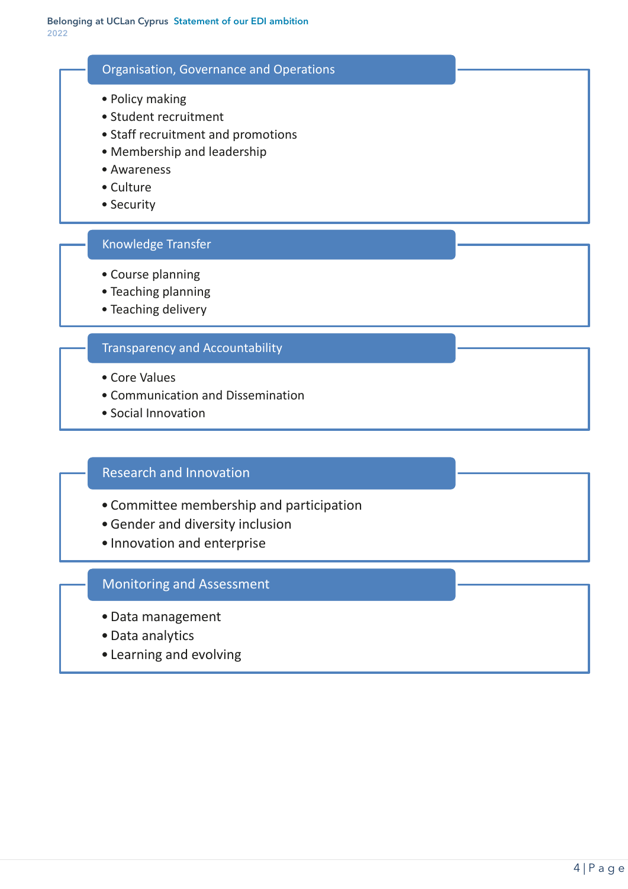## Organisation, Governance and Operations

- Policy making
- Student recruitment
- Staff recruitment and promotions
- Membership and leadership
- Awareness
- Culture
- Security

## Knowledge Transfer

- Course planning
- Teaching planning
- Teaching delivery

## Transparency and Accountability

- Core Values
- Communication and Dissemination
- Social Innovation

## Research and Innovation

- Committee membership and participation
- Gender and diversity inclusion
- Innovation and enterprise

## Monitoring and Assessment

- Data management
- Data analytics
- Learning and evolving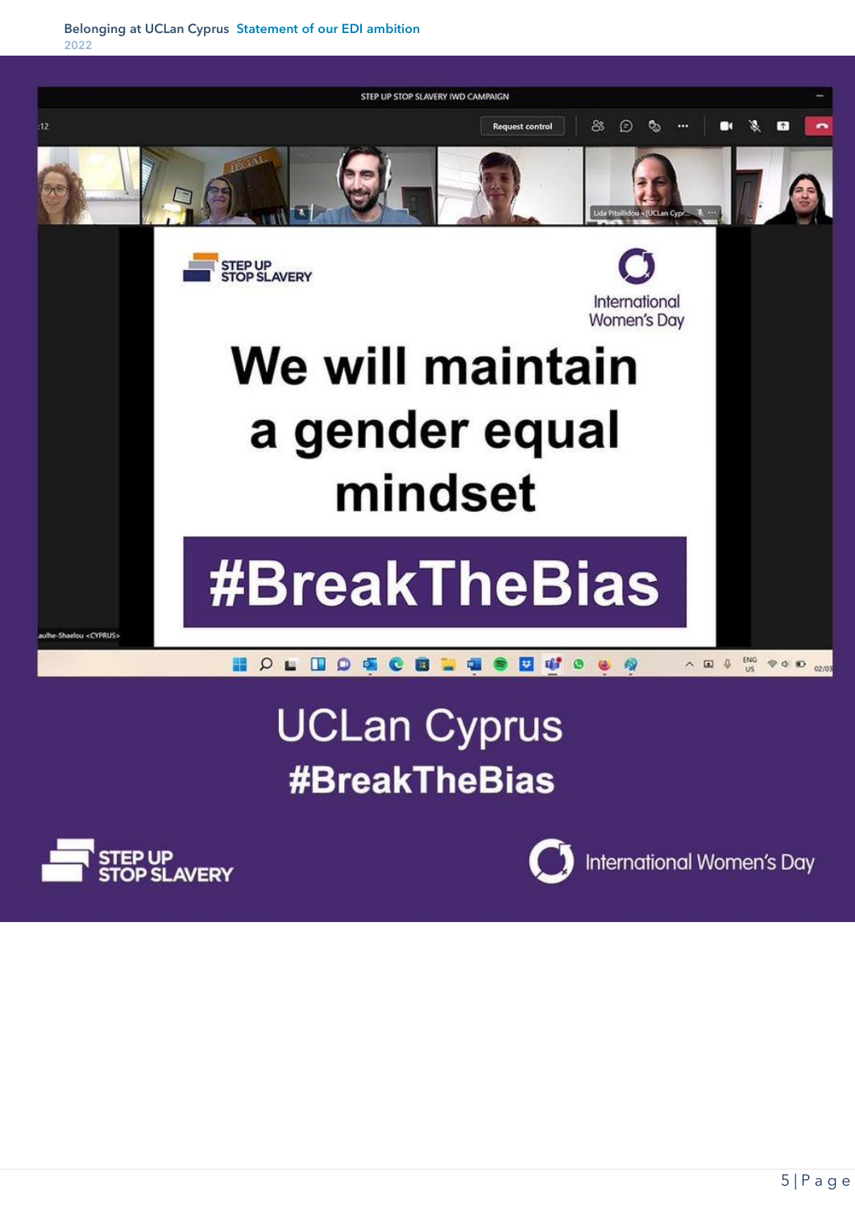STEP UP STOP SLAVERY IWD CAMPAIGN

STEP UP STOP SLAVERY

International Women's Day

We will maintain a gender equal mindset

#BreakTheBias

UCLan Cyprus

#BreakTheBias

STEP UP STOP SLAVERY

International Women's Day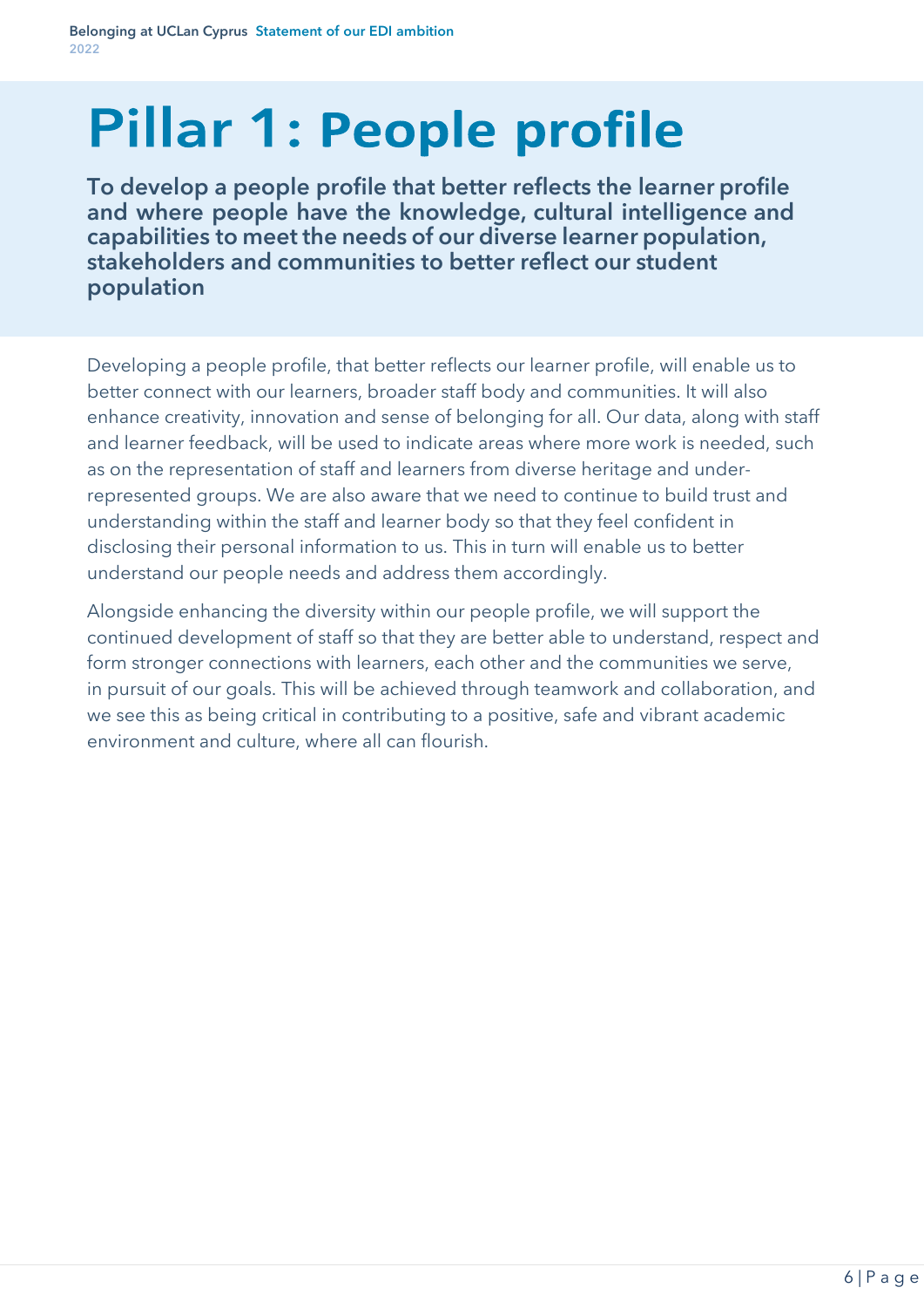# Pillar 1: People profile

**To develop a people profile that better reflects the learner profile and where people have the knowledge, cultural intelligence and capabilities to meet the needs of our diverse learner population, stakeholders and communities to better reflect our student population**

Developing a people profile, that better reflects our learner profile, will enable us to better connect with our learners, broader staff body and communities. It will also enhance creativity, innovation and sense of belonging for all. Our data, along with staff and learner feedback, will be used to indicate areas where more work is needed, such as on the representation of staff and learners from diverse heritage and under-represented groups. We are also aware that we need to continue to build trust and understanding within the staff and learner body so that they feel confident in disclosing their personal information to us. This in turn will enable us to better understand our people needs and address them accordingly.

Alongside enhancing the diversity within our people profile, we will support the continued development of staff so that they are better able to understand, respect and form stronger connections with learners, each other and the communities we serve, in pursuit of our goals. This will be achieved through teamwork and collaboration, and we see this as being critical in contributing to a positive, safe and vibrant academic environment and culture, where all can flourish.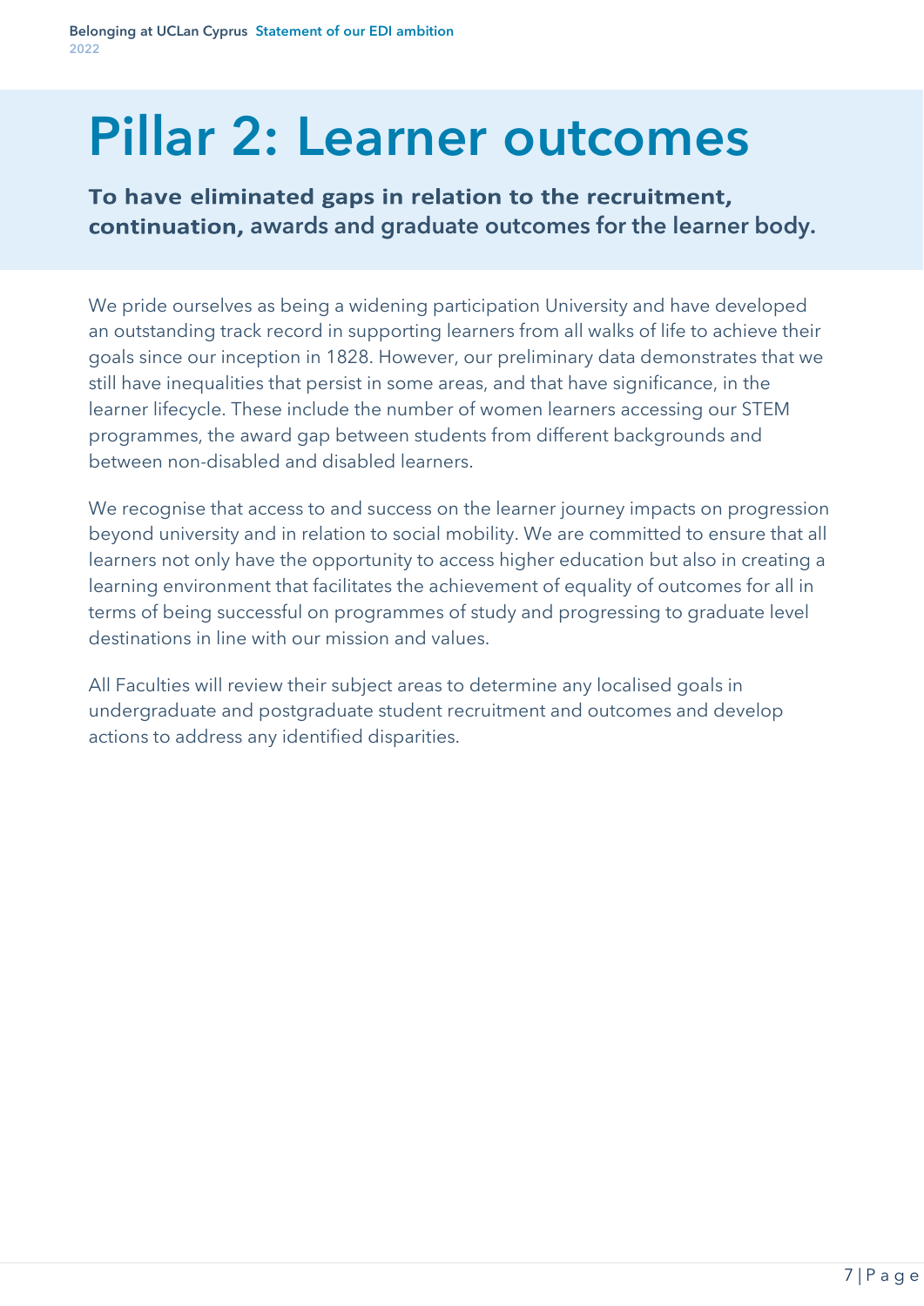# Pillar 2: Learner outcomes

**To have eliminated gaps in relation to the recruitment, continuation, awards and graduate outcomes for the learner body.**

We pride ourselves as being a widening participation University and have developed an outstanding track record in supporting learners from all walks of life to achieve their goals since our inception in 1828. However, our preliminary data demonstrates that we still have inequalities that persist in some areas, and that have significance, in the learner lifecycle. These include the number of women learners accessing our STEM programmes, the award gap between students from different backgrounds and between non-disabled and disabled learners.

We recognise that access to and success on the learner journey impacts on progression beyond university and in relation to social mobility. We are committed to ensure that all learners not only have the opportunity to access higher education but also in creating a learning environment that facilitates the achievement of equality of outcomes for all in terms of being successful on programmes of study and progressing to graduate level destinations in line with our mission and values.

All Faculties will review their subject areas to determine any localised goals in undergraduate and postgraduate student recruitment and outcomes and develop actions to address any identified disparities.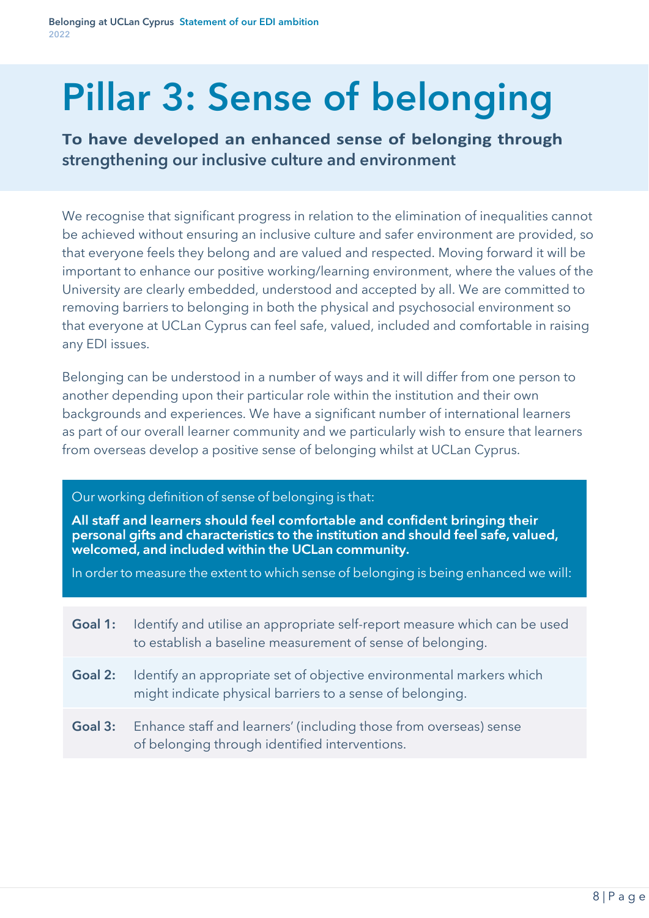# Pillar 3: Sense of belonging

**To have developed an enhanced sense of belonging through strengthening our inclusive culture and environment**

We recognise that significant progress in relation to the elimination of inequalities cannot be achieved without ensuring an inclusive culture and safer environment are provided, so that everyone feels they belong and are valued and respected. Moving forward it will be important to enhance our positive working/learning environment, where the values of the University are clearly embedded, understood and accepted by all. We are committed to removing barriers to belonging in both the physical and psychosocial environment so that everyone at UCLan Cyprus can feel safe, valued, included and comfortable in raising any EDI issues.

Belonging can be understood in a number of ways and it will differ from one person to another depending upon their particular role within the institution and their own backgrounds and experiences. We have a significant number of international learners as part of our overall learner community and we particularly wish to ensure that learners from overseas develop a positive sense of belonging whilst at UCLan Cyprus.

Our working definition of sense of belonging is that:

**All staff and learners should feel comfortable and confident bringing their personal gifts and characteristics to the institution and should feel safe, valued, welcomed, and included within the UCLan community.**

In order to measure the extent to which sense of belonging is being enhanced we will:

| | |
|---|---|
| **Goal 1:** | Identify and utilise an appropriate self-report measure which can be used to establish a baseline measurement of sense of belonging. |
| **Goal 2:** | Identify an appropriate set of objective environmental markers which might indicate physical barriers to a sense of belonging. |
| **Goal 3:** | Enhance staff and learners' (including those from overseas) sense of belonging through identified interventions. |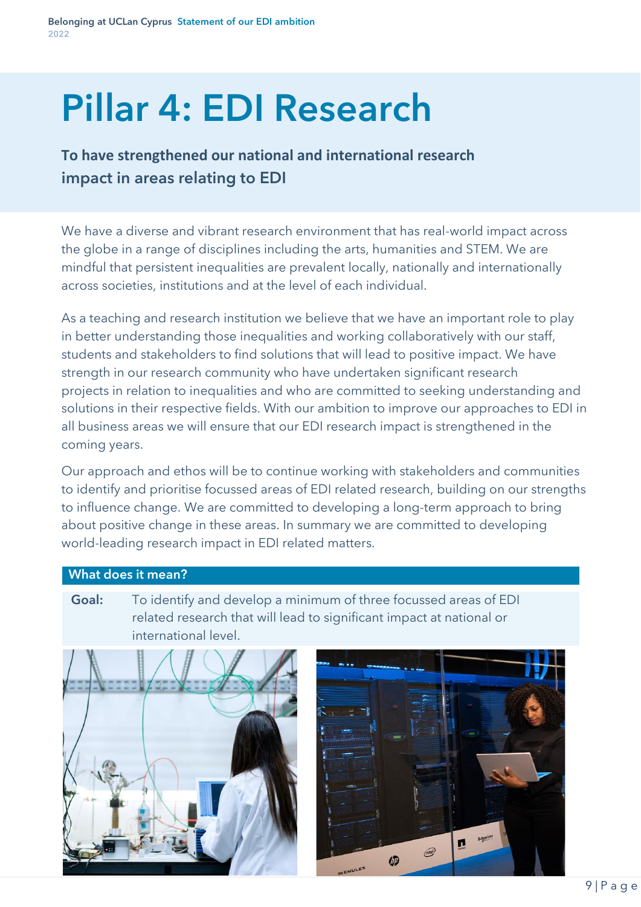# Pillar 4: EDI Research

**To have strengthened our national and international research impact in areas relating to EDI**

We have a diverse and vibrant research environment that has real-world impact across the globe in a range of disciplines including the arts, humanities and STEM. We are mindful that persistent inequalities are prevalent locally, nationally and internationally across societies, institutions and at the level of each individual.

As a teaching and research institution we believe that we have an important role to play in better understanding those inequalities and working collaboratively with our staff, students and stakeholders to find solutions that will lead to positive impact. We have strength in our research community who have undertaken significant research projects in relation to inequalities and who are committed to seeking understanding and solutions in their respective fields. With our ambition to improve our approaches to EDI in all business areas we will ensure that our EDI research impact is strengthened in the coming years.

Our approach and ethos will be to continue working with stakeholders and communities to identify and prioritise focussed areas of EDI related research, building on our strengths to influence change. We are committed to developing a long-term approach to bring about positive change in these areas. In summary we are committed to developing world-leading research impact in EDI related matters.

## What does it mean?

**Goal:** To identify and develop a minimum of three focussed areas of EDI related research that will lead to significant impact at national or international level.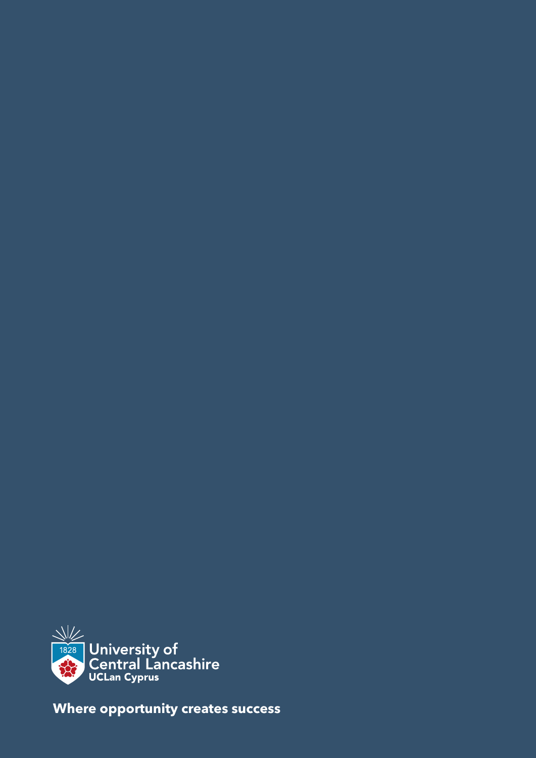1828

University of Central Lancashire
UCLan Cyprus

**Where opportunity creates success**